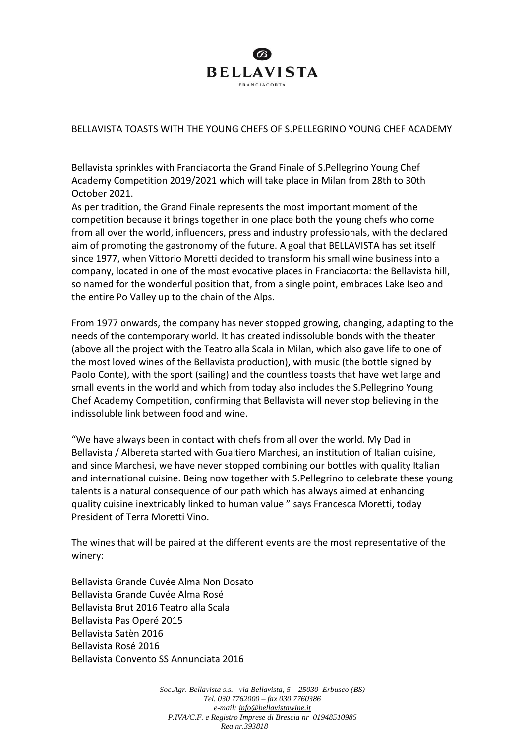# BELLAVISTA

FRANCIACORTA

BELLAVISTA TOASTS WITH THE YOUNG CHEFS OF S.PELLEGRINO YOUNG CHEF ACADEMY

Bellavista sprinkles with Franciacorta the Grand Finale of S.Pellegrino Young Chef Academy Competition 2019/2021 which will take place in Milan from 28th to 30th October 2021.

As per tradition, the Grand Finale represents the most important moment of the competition because it brings together in one place both the young chefs who come from all over the world, influencers, press and industry professionals, with the declared aim of promoting the gastronomy of the future. A goal that BELLAVISTA has set itself since 1977, when Vittorio Moretti decided to transform his small wine business into a company, located in one of the most evocative places in Franciacorta: the Bellavista hill, so named for the wonderful position that, from a single point, embraces Lake Iseo and the entire Po Valley up to the chain of the Alps.

From 1977 onwards, the company has never stopped growing, changing, adapting to the needs of the contemporary world. It has created indissoluble bonds with the theater (above all the project with the Teatro alla Scala in Milan, which also gave life to one of the most loved wines of the Bellavista production), with music (the bottle signed by Paolo Conte), with the sport (sailing) and the countless toasts that have wet large and small events in the world and which from today also includes the S.Pellegrino Young Chef Academy Competition, confirming that Bellavista will never stop believing in the indissoluble link between food and wine.

"We have always been in contact with chefs from all over the world. My Dad in Bellavista / Albereta started with Gualtiero Marchesi, an institution of Italian cuisine, and since Marchesi, we have never stopped combining our bottles with quality Italian and international cuisine. Being now together with S.Pellegrino to celebrate these young talents is a natural consequence of our path which has always aimed at enhancing quality cuisine inextricably linked to human value " says Francesca Moretti, today President of Terra Moretti Vino.

The wines that will be paired at the different events are the most representative of the winery:

Bellavista Grande Cuvée Alma Non Dosato
Bellavista Grande Cuvée Alma Rosé
Bellavista Brut 2016 Teatro alla Scala
Bellavista Pas Operé 2015
Bellavista Satèn 2016
Bellavista Rosé 2016
Bellavista Convento SS Annunciata 2016

*Soc.Agr. Bellavista s.s. –via Bellavista, 5 – 25030 Erbusco (BS)*
*Tel. 030 7762000 – fax 030 7760386*
*e-mail: info@bellavistawine.it*
*P.IVA/C.F. e Registro Imprese di Brescia nr 01948510985*
*Rea nr.393818*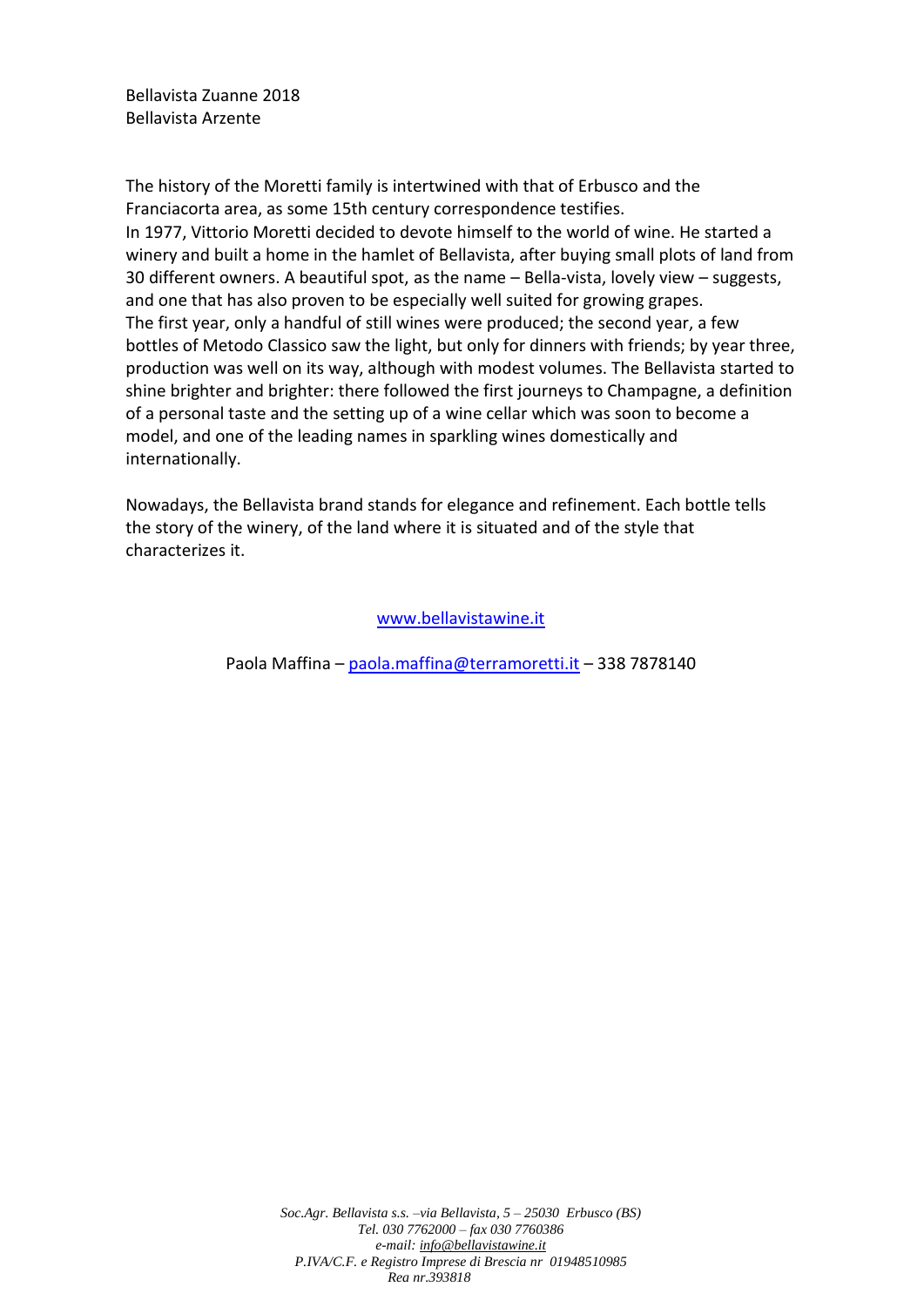Bellavista Zuanne 2018
Bellavista Arzente

The history of the Moretti family is intertwined with that of Erbusco and the Franciacorta area, as some 15th century correspondence testifies.
In 1977, Vittorio Moretti decided to devote himself to the world of wine. He started a winery and built a home in the hamlet of Bellavista, after buying small plots of land from 30 different owners. A beautiful spot, as the name – Bella-vista, lovely view – suggests, and one that has also proven to be especially well suited for growing grapes.
The first year, only a handful of still wines were produced; the second year, a few bottles of Metodo Classico saw the light, but only for dinners with friends; by year three, production was well on its way, although with modest volumes. The Bellavista started to shine brighter and brighter: there followed the first journeys to Champagne, a definition of a personal taste and the setting up of a wine cellar which was soon to become a model, and one of the leading names in sparkling wines domestically and internationally.

Nowadays, the Bellavista brand stands for elegance and refinement. Each bottle tells the story of the winery, of the land where it is situated and of the style that characterizes it.

www.bellavistawine.it

Paola Maffina – paola.maffina@terramoretti.it – 338 7878140

*Soc.Agr. Bellavista s.s. –via Bellavista, 5 – 25030 Erbusco (BS)*
*Tel. 030 7762000 – fax 030 7760386*
*e-mail: info@bellavistawine.it*
*P.IVA/C.F. e Registro Imprese di Brescia nr 01948510985*
*Rea nr.393818*